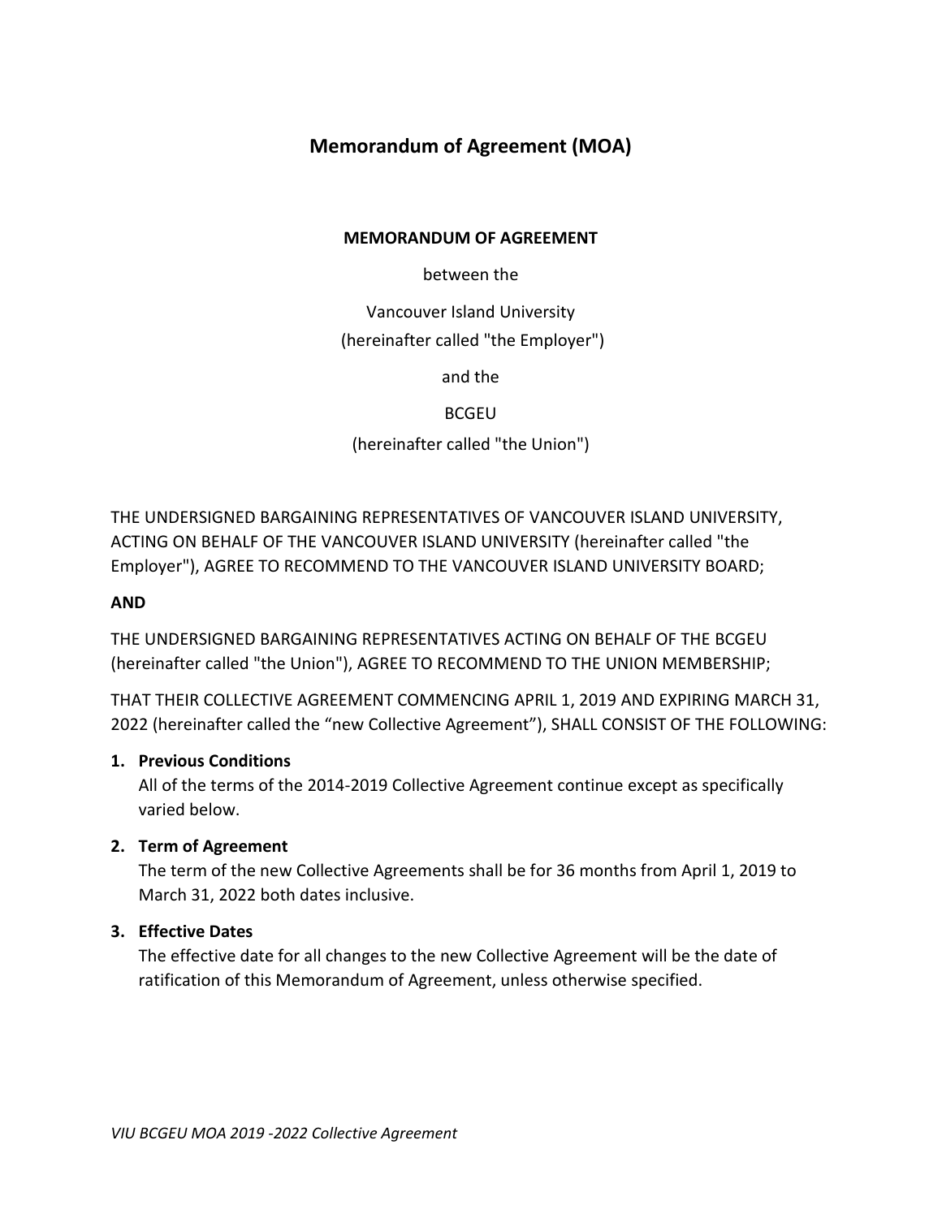# Memorandum of Agreement (MOA)

**MEMORANDUM OF AGREEMENT**

between the

Vancouver Island University
(hereinafter called "the Employer")

and the

BCGEU
(hereinafter called "the Union")

THE UNDERSIGNED BARGAINING REPRESENTATIVES OF VANCOUVER ISLAND UNIVERSITY, ACTING ON BEHALF OF THE VANCOUVER ISLAND UNIVERSITY (hereinafter called "the Employer"), AGREE TO RECOMMEND TO THE VANCOUVER ISLAND UNIVERSITY BOARD;

**AND**

THE UNDERSIGNED BARGAINING REPRESENTATIVES ACTING ON BEHALF OF THE BCGEU (hereinafter called "the Union"), AGREE TO RECOMMEND TO THE UNION MEMBERSHIP;

THAT THEIR COLLECTIVE AGREEMENT COMMENCING APRIL 1, 2019 AND EXPIRING MARCH 31, 2022 (hereinafter called the "new Collective Agreement"), SHALL CONSIST OF THE FOLLOWING:

1. **Previous Conditions**
   All of the terms of the 2014-2019 Collective Agreement continue except as specifically varied below.

2. **Term of Agreement**
   The term of the new Collective Agreements shall be for 36 months from April 1, 2019 to March 31, 2022 both dates inclusive.

3. **Effective Dates**
   The effective date for all changes to the new Collective Agreement will be the date of ratification of this Memorandum of Agreement, unless otherwise specified.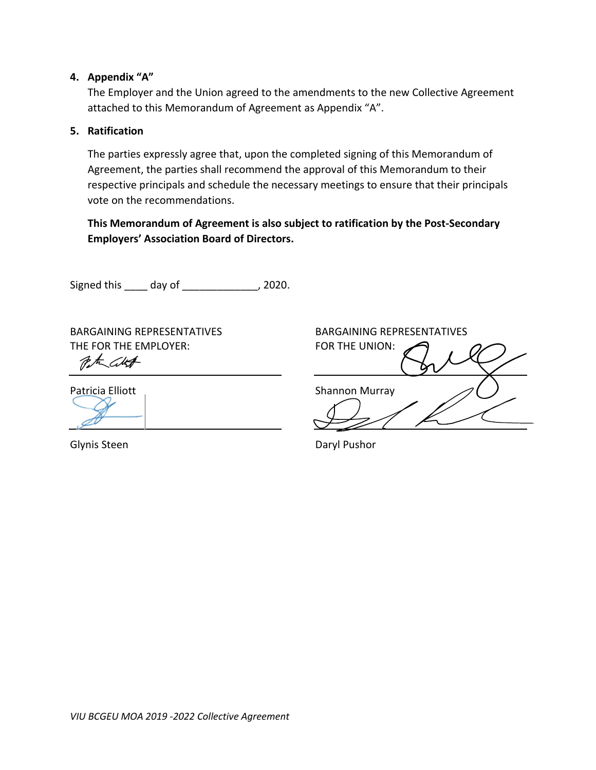4. **Appendix "A"**

   The Employer and the Union agreed to the amendments to the new Collective Agreement attached to this Memorandum of Agreement as Appendix "A".

5. **Ratification**

   The parties expressly agree that, upon the completed signing of this Memorandum of Agreement, the parties shall recommend the approval of this Memorandum to their respective principals and schedule the necessary meetings to ensure that their principals vote on the recommendations.

   **This Memorandum of Agreement is also subject to ratification by the Post-Secondary Employers' Association Board of Directors.**

Signed this ____ day of _____________, 2020.

| BARGAINING REPRESENTATIVES THE FOR THE EMPLOYER: | BARGAINING REPRESENTATIVES FOR THE UNION: |
| --- | --- |
| Patricia Elliott | Shannon Murray |
| Glynis Steen | Daryl Pushor |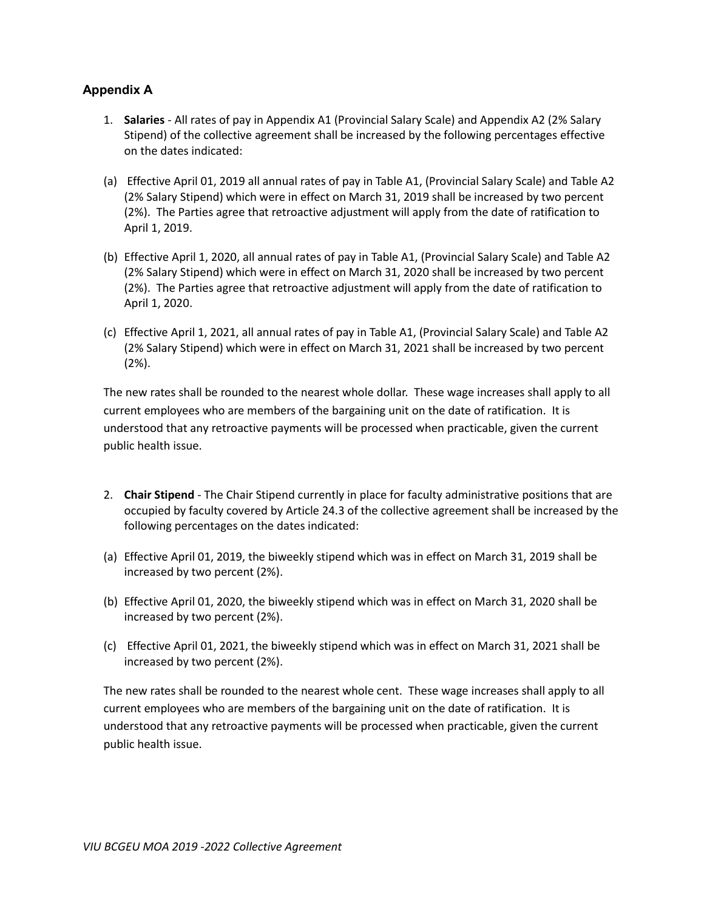## Appendix A

1. **Salaries** - All rates of pay in Appendix A1 (Provincial Salary Scale) and Appendix A2 (2% Salary Stipend) of the collective agreement shall be increased by the following percentages effective on the dates indicated:

(a) Effective April 01, 2019 all annual rates of pay in Table A1, (Provincial Salary Scale) and Table A2 (2% Salary Stipend) which were in effect on March 31, 2019 shall be increased by two percent (2%). The Parties agree that retroactive adjustment will apply from the date of ratification to April 1, 2019.

(b) Effective April 1, 2020, all annual rates of pay in Table A1, (Provincial Salary Scale) and Table A2 (2% Salary Stipend) which were in effect on March 31, 2020 shall be increased by two percent (2%). The Parties agree that retroactive adjustment will apply from the date of ratification to April 1, 2020.

(c) Effective April 1, 2021, all annual rates of pay in Table A1, (Provincial Salary Scale) and Table A2 (2% Salary Stipend) which were in effect on March 31, 2021 shall be increased by two percent (2%).

The new rates shall be rounded to the nearest whole dollar. These wage increases shall apply to all current employees who are members of the bargaining unit on the date of ratification. It is understood that any retroactive payments will be processed when practicable, given the current public health issue.

2. **Chair Stipend** - The Chair Stipend currently in place for faculty administrative positions that are occupied by faculty covered by Article 24.3 of the collective agreement shall be increased by the following percentages on the dates indicated:

(a) Effective April 01, 2019, the biweekly stipend which was in effect on March 31, 2019 shall be increased by two percent (2%).

(b) Effective April 01, 2020, the biweekly stipend which was in effect on March 31, 2020 shall be increased by two percent (2%).

(c) Effective April 01, 2021, the biweekly stipend which was in effect on March 31, 2021 shall be increased by two percent (2%).

The new rates shall be rounded to the nearest whole cent. These wage increases shall apply to all current employees who are members of the bargaining unit on the date of ratification. It is understood that any retroactive payments will be processed when practicable, given the current public health issue.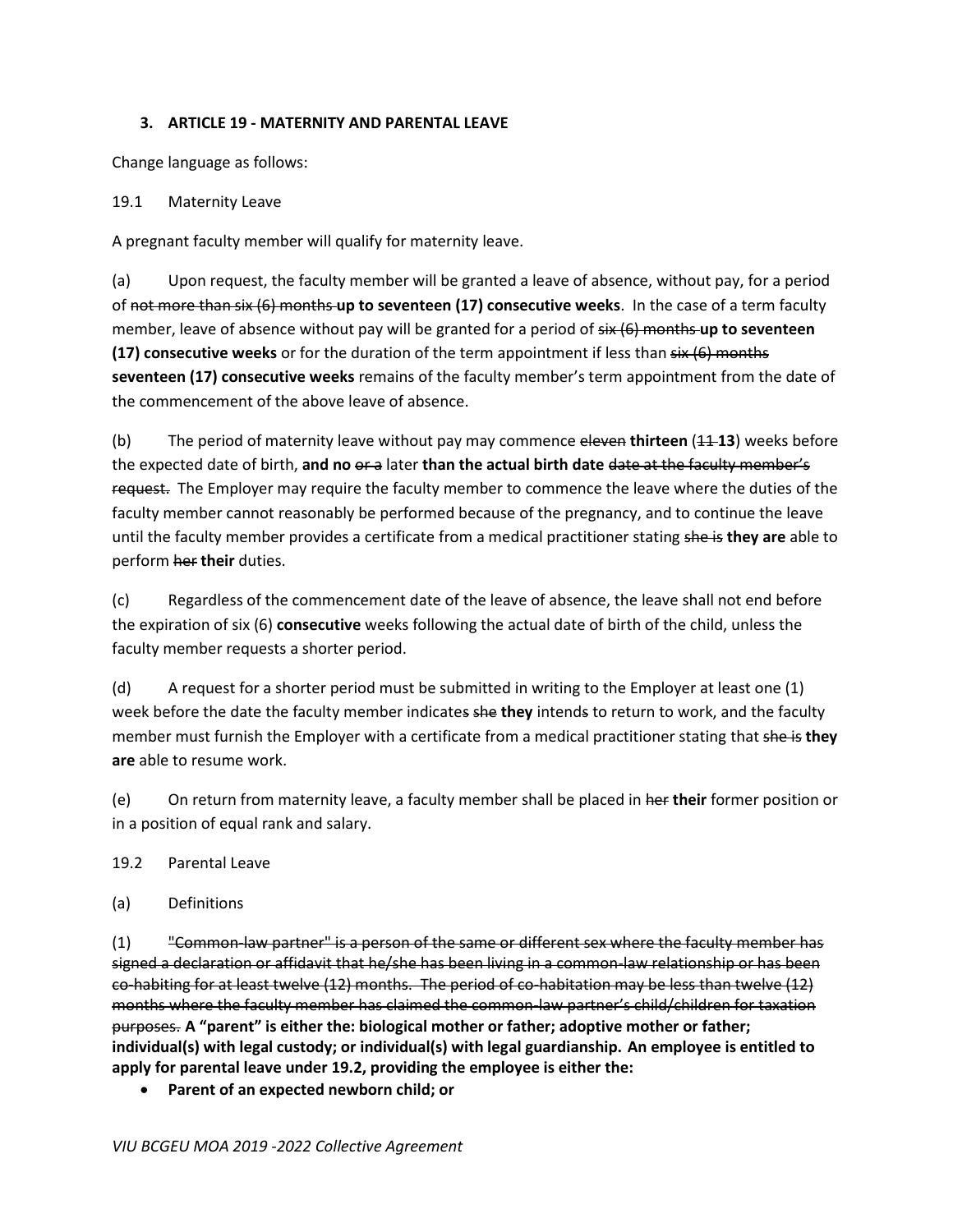### 3. ARTICLE 19 - MATERNITY AND PARENTAL LEAVE

Change language as follows:

19.1 Maternity Leave

A pregnant faculty member will qualify for maternity leave.

(a) Upon request, the faculty member will be granted a leave of absence, without pay, for a period of ~~not more than six (6) months~~ **up to seventeen (17) consecutive weeks**. In the case of a term faculty member, leave of absence without pay will be granted for a period of ~~six (6) months~~ **up to seventeen (17) consecutive weeks** or for the duration of the term appointment if less than ~~six (6) months~~ **seventeen (17) consecutive weeks** remains of the faculty member's term appointment from the date of the commencement of the above leave of absence.

(b) The period of maternity leave without pay may commence ~~eleven~~ **thirteen** (~~11~~ **13**) weeks before the expected date of birth, **and no** ~~or a~~ later **than the actual birth date** ~~date at the faculty member's request.~~ The Employer may require the faculty member to commence the leave where the duties of the faculty member cannot reasonably be performed because of the pregnancy, and to continue the leave until the faculty member provides a certificate from a medical practitioner stating ~~she is~~ **they are** able to perform ~~her~~ **their** duties.

(c) Regardless of the commencement date of the leave of absence, the leave shall not end before the expiration of six (6) **consecutive** weeks following the actual date of birth of the child, unless the faculty member requests a shorter period.

(d) A request for a shorter period must be submitted in writing to the Employer at least one (1) week before the date the faculty member indicate~~s~~ ~~she~~ **they** intend~~s~~ to return to work, and the faculty member must furnish the Employer with a certificate from a medical practitioner stating that ~~she is~~ **they are** able to resume work.

(e) On return from maternity leave, a faculty member shall be placed in ~~her~~ **their** former position or in a position of equal rank and salary.

19.2 Parental Leave

(a) Definitions

(1) ~~"Common-law partner" is a person of the same or different sex where the faculty member has signed a declaration or affidavit that he/she has been living in a common-law relationship or has been co-habiting for at least twelve (12) months. The period of co-habitation may be less than twelve (12) months where the faculty member has claimed the common-law partner's child/children for taxation purposes.~~ **A "parent" is either the: biological mother or father; adoptive mother or father; individual(s) with legal custody; or individual(s) with legal guardianship. An employee is entitled to apply for parental leave under 19.2, providing the employee is either the:**

- **Parent of an expected newborn child; or**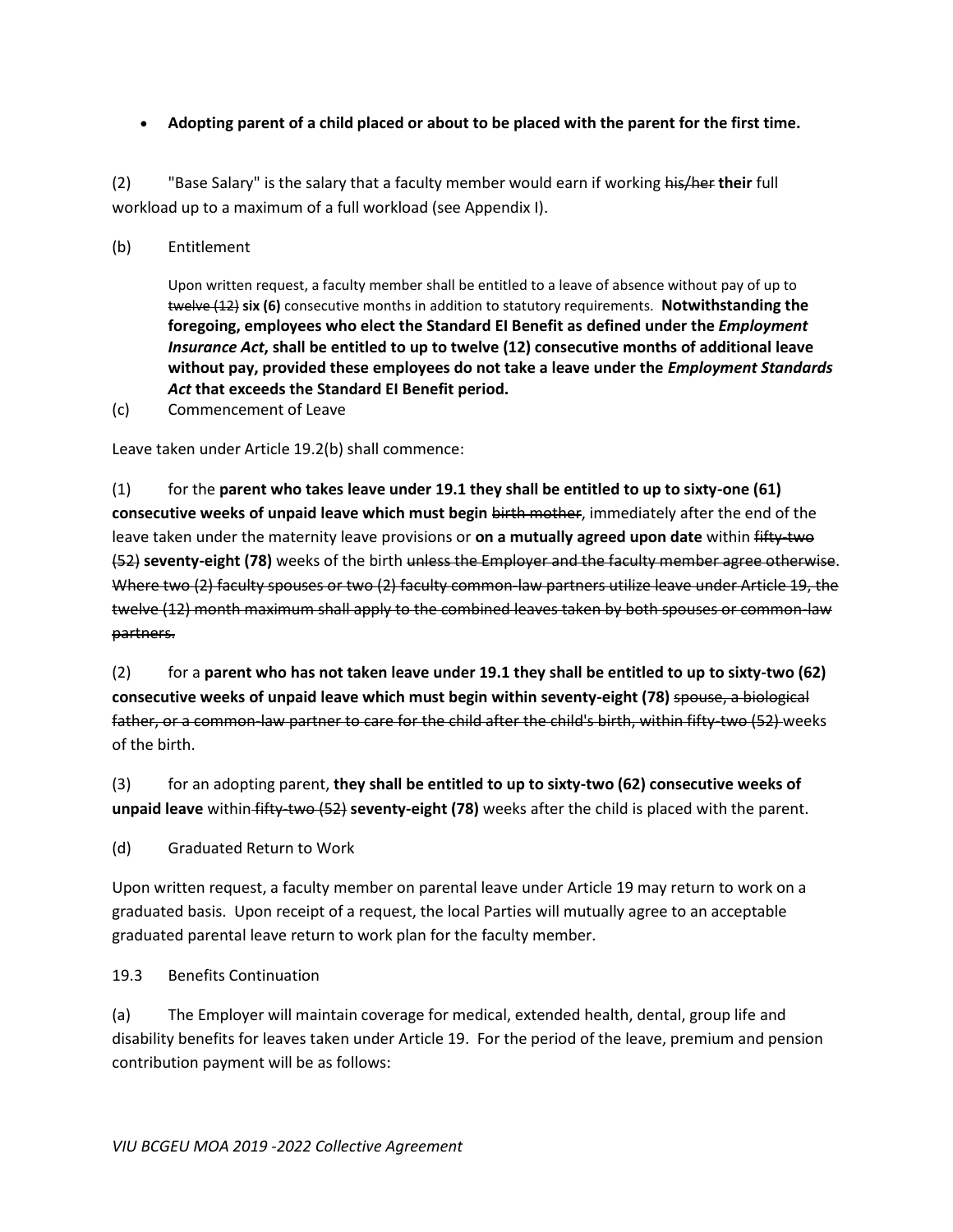- **Adopting parent of a child placed or about to be placed with the parent for the first time.**

(2) "Base Salary" is the salary that a faculty member would earn if working ~~his/her~~ **their** full workload up to a maximum of a full workload (see Appendix I).

(b) Entitlement

Upon written request, a faculty member shall be entitled to a leave of absence without pay of up to ~~twelve (12)~~ **six (6)** consecutive months in addition to statutory requirements. **Notwithstanding the foregoing, employees who elect the Standard EI Benefit as defined under the *Employment Insurance Act*, shall be entitled to up to twelve (12) consecutive months of additional leave without pay, provided these employees do not take a leave under the *Employment Standards Act* that exceeds the Standard EI Benefit period.**

(c) Commencement of Leave

Leave taken under Article 19.2(b) shall commence:

(1) for the **parent who takes leave under 19.1 they shall be entitled to up to sixty-one (61) consecutive weeks of unpaid leave which must begin** ~~birth mother~~, immediately after the end of the leave taken under the maternity leave provisions or **on a mutually agreed upon date** within ~~fifty-two (52)~~ **seventy-eight (78)** weeks of the birth ~~unless the Employer and the faculty member agree otherwise~~. ~~Where two (2) faculty spouses or two (2) faculty common-law partners utilize leave under Article 19, the twelve (12) month maximum shall apply to the combined leaves taken by both spouses or common-law partners.~~

(2) for a **parent who has not taken leave under 19.1 they shall be entitled to up to sixty-two (62) consecutive weeks of unpaid leave which must begin within seventy-eight (78)** ~~spouse, a biological father, or a common-law partner to care for the child after the child's birth, within fifty-two (52)~~ weeks of the birth.

(3) for an adopting parent, **they shall be entitled to up to sixty-two (62) consecutive weeks of unpaid leave** within ~~fifty-two (52)~~ **seventy-eight (78)** weeks after the child is placed with the parent.

(d) Graduated Return to Work

Upon written request, a faculty member on parental leave under Article 19 may return to work on a graduated basis. Upon receipt of a request, the local Parties will mutually agree to an acceptable graduated parental leave return to work plan for the faculty member.

19.3 Benefits Continuation

(a) The Employer will maintain coverage for medical, extended health, dental, group life and disability benefits for leaves taken under Article 19. For the period of the leave, premium and pension contribution payment will be as follows: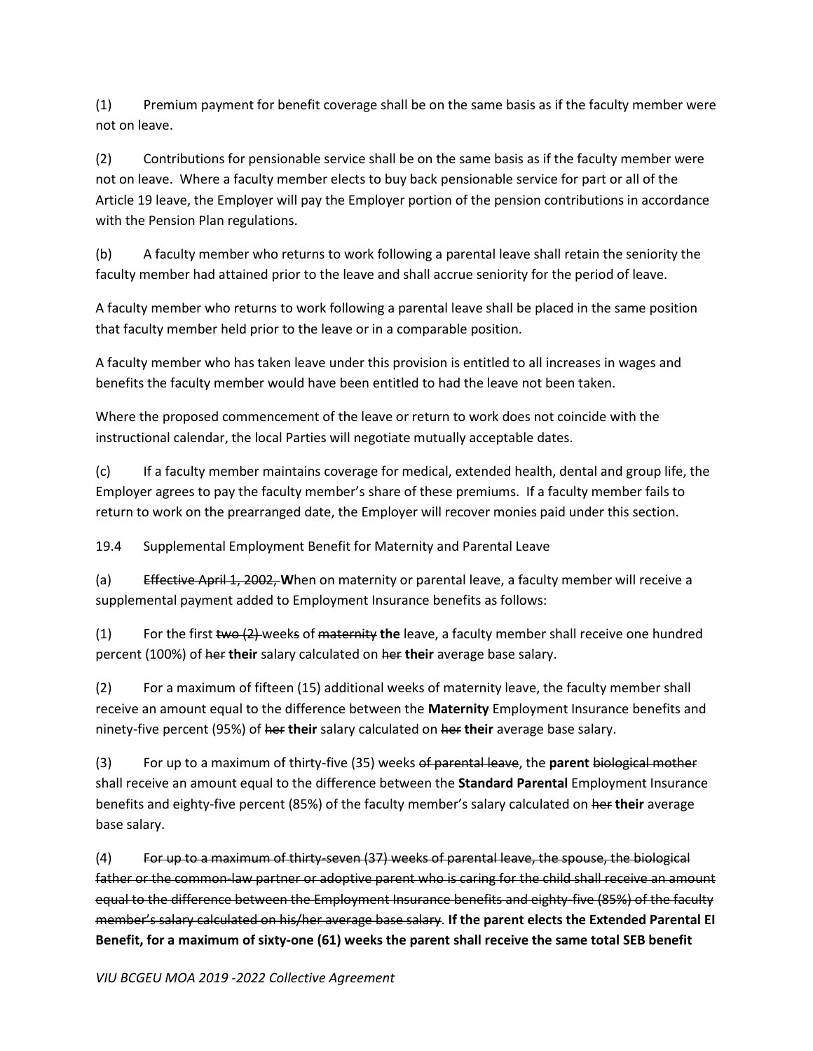(1) Premium payment for benefit coverage shall be on the same basis as if the faculty member were not on leave.

(2) Contributions for pensionable service shall be on the same basis as if the faculty member were not on leave. Where a faculty member elects to buy back pensionable service for part or all of the Article 19 leave, the Employer will pay the Employer portion of the pension contributions in accordance with the Pension Plan regulations.

(b) A faculty member who returns to work following a parental leave shall retain the seniority the faculty member had attained prior to the leave and shall accrue seniority for the period of leave.

A faculty member who returns to work following a parental leave shall be placed in the same position that faculty member held prior to the leave or in a comparable position.

A faculty member who has taken leave under this provision is entitled to all increases in wages and benefits the faculty member would have been entitled to had the leave not been taken.

Where the proposed commencement of the leave or return to work does not coincide with the instructional calendar, the local Parties will negotiate mutually acceptable dates.

(c) If a faculty member maintains coverage for medical, extended health, dental and group life, the Employer agrees to pay the faculty member's share of these premiums. If a faculty member fails to return to work on the prearranged date, the Employer will recover monies paid under this section.

19.4 Supplemental Employment Benefit for Maternity and Parental Leave

(a) ~~Effective April 1, 2002,~~ **W**hen on maternity or parental leave, a faculty member will receive a supplemental payment added to Employment Insurance benefits as follows:

(1) For the first ~~two (2)~~ week~~s~~ of ~~maternity~~ **the** leave, a faculty member shall receive one hundred percent (100%) of ~~her~~ **their** salary calculated on ~~her~~ **their** average base salary.

(2) For a maximum of fifteen (15) additional weeks of maternity leave, the faculty member shall receive an amount equal to the difference between the **Maternity** Employment Insurance benefits and ninety-five percent (95%) of ~~her~~ **their** salary calculated on ~~her~~ **their** average base salary.

(3) For up to a maximum of thirty-five (35) weeks ~~of parental leave~~, the **parent** ~~biological mother~~ shall receive an amount equal to the difference between the **Standard Parental** Employment Insurance benefits and eighty-five percent (85%) of the faculty member's salary calculated on ~~her~~ **their** average base salary.

(4) ~~For up to a maximum of thirty-seven (37) weeks of parental leave, the spouse, the biological father or the common-law partner or adoptive parent who is caring for the child shall receive an amount equal to the difference between the Employment Insurance benefits and eighty-five (85%) of the faculty member's salary calculated on his/her average base salary.~~ **If the parent elects the Extended Parental EI Benefit, for a maximum of sixty-one (61) weeks the parent shall receive the same total SEB benefit**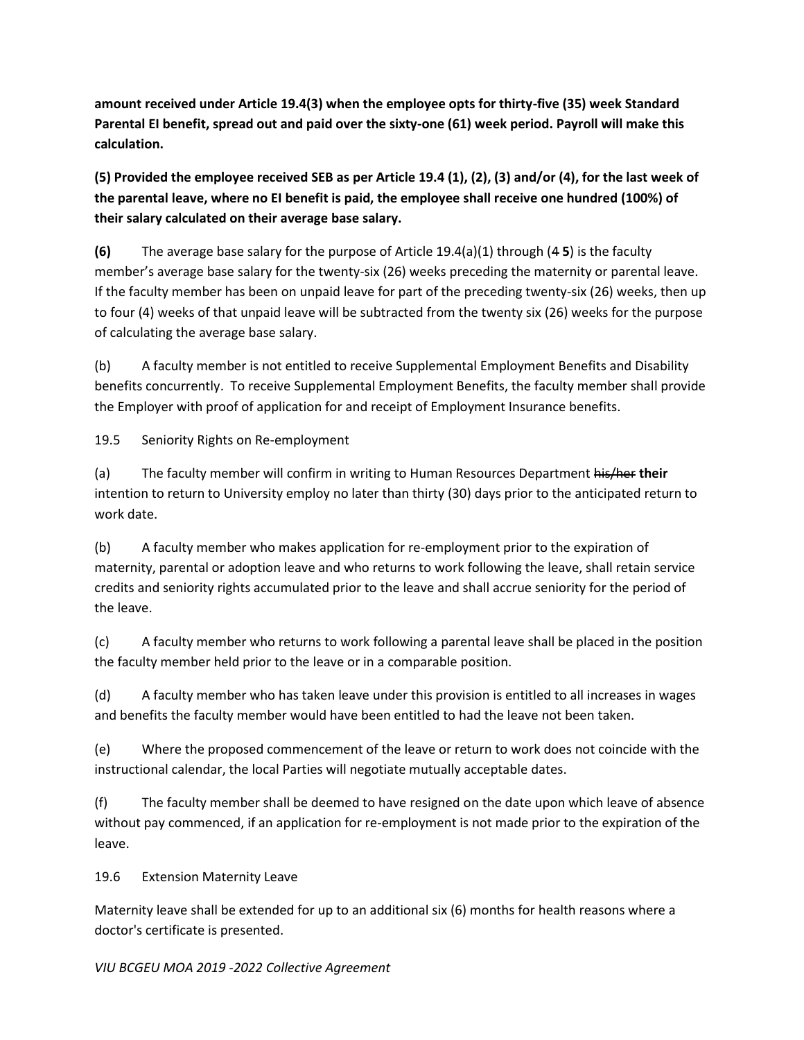**amount received under Article 19.4(3) when the employee opts for thirty-five (35) week Standard Parental EI benefit, spread out and paid over the sixty-one (61) week period. Payroll will make this calculation.**

**(5) Provided the employee received SEB as per Article 19.4 (1), (2), (3) and/or (4), for the last week of the parental leave, where no EI benefit is paid, the employee shall receive one hundred (100%) of their salary calculated on their average base salary.**

**(6)** The average base salary for the purpose of Article 19.4(a)(1) through (~~4~~ **5**) is the faculty member's average base salary for the twenty-six (26) weeks preceding the maternity or parental leave. If the faculty member has been on unpaid leave for part of the preceding twenty-six (26) weeks, then up to four (4) weeks of that unpaid leave will be subtracted from the twenty six (26) weeks for the purpose of calculating the average base salary.

(b) A faculty member is not entitled to receive Supplemental Employment Benefits and Disability benefits concurrently. To receive Supplemental Employment Benefits, the faculty member shall provide the Employer with proof of application for and receipt of Employment Insurance benefits.

19.5 Seniority Rights on Re-employment

(a) The faculty member will confirm in writing to Human Resources Department ~~his/her~~ **their** intention to return to University employ no later than thirty (30) days prior to the anticipated return to work date.

(b) A faculty member who makes application for re-employment prior to the expiration of maternity, parental or adoption leave and who returns to work following the leave, shall retain service credits and seniority rights accumulated prior to the leave and shall accrue seniority for the period of the leave.

(c) A faculty member who returns to work following a parental leave shall be placed in the position the faculty member held prior to the leave or in a comparable position.

(d) A faculty member who has taken leave under this provision is entitled to all increases in wages and benefits the faculty member would have been entitled to had the leave not been taken.

(e) Where the proposed commencement of the leave or return to work does not coincide with the instructional calendar, the local Parties will negotiate mutually acceptable dates.

(f) The faculty member shall be deemed to have resigned on the date upon which leave of absence without pay commenced, if an application for re-employment is not made prior to the expiration of the leave.

19.6 Extension Maternity Leave

Maternity leave shall be extended for up to an additional six (6) months for health reasons where a doctor's certificate is presented.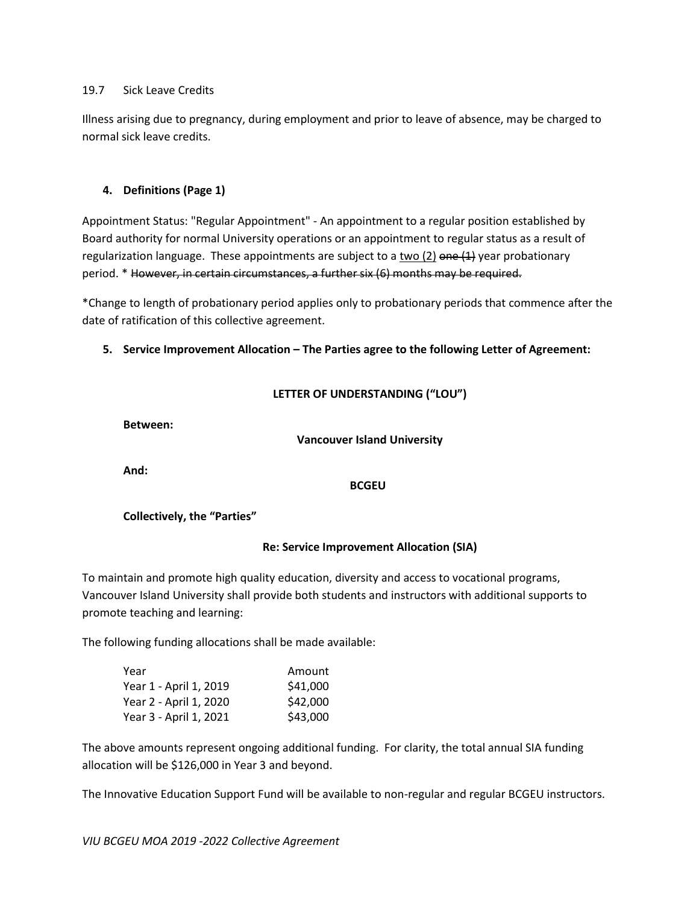19.7 Sick Leave Credits

Illness arising due to pregnancy, during employment and prior to leave of absence, may be charged to normal sick leave credits.

**4. Definitions (Page 1)**

Appointment Status: "Regular Appointment" - An appointment to a regular position established by Board authority for normal University operations or an appointment to regular status as a result of regularization language. These appointments are subject to a <u>two (2)</u> ~~one (1)~~ year probationary period. * ~~However, in certain circumstances, a further six (6) months may be required.~~

*Change to length of probationary period applies only to probationary periods that commence after the date of ratification of this collective agreement.

**5. Service Improvement Allocation – The Parties agree to the following Letter of Agreement:**

**LETTER OF UNDERSTANDING ("LOU")**

**Between:**

**Vancouver Island University**

**And:**

**BCGEU**

**Collectively, the "Parties"**

**Re: Service Improvement Allocation (SIA)**

To maintain and promote high quality education, diversity and access to vocational programs, Vancouver Island University shall provide both students and instructors with additional supports to promote teaching and learning:

The following funding allocations shall be made available:

| Year | Amount |
|---|---|
| Year 1 - April 1, 2019 | $41,000 |
| Year 2 - April 1, 2020 | $42,000 |
| Year 3 - April 1, 2021 | $43,000 |

The above amounts represent ongoing additional funding. For clarity, the total annual SIA funding allocation will be $126,000 in Year 3 and beyond.

The Innovative Education Support Fund will be available to non-regular and regular BCGEU instructors.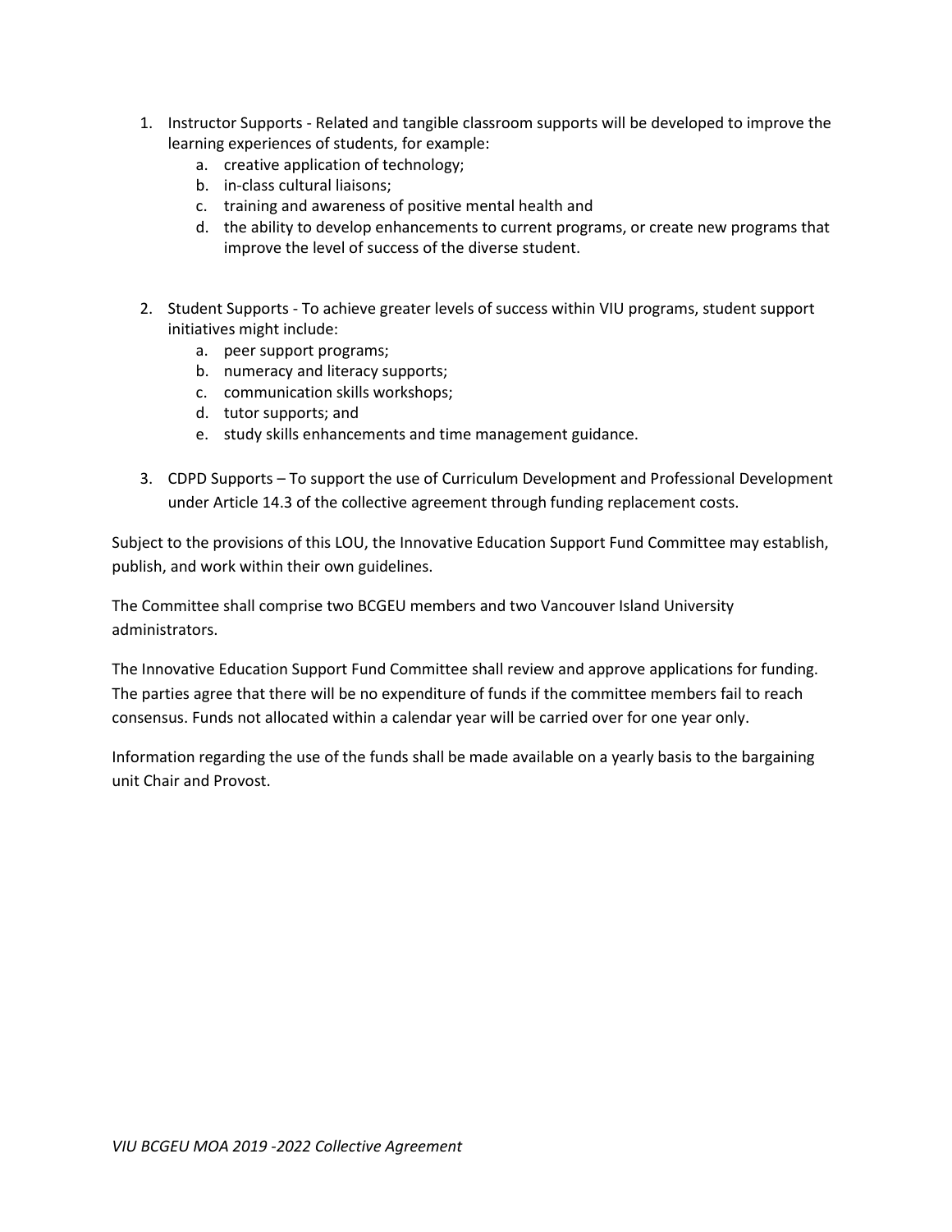1. Instructor Supports - Related and tangible classroom supports will be developed to improve the learning experiences of students, for example:
    a. creative application of technology;
    b. in-class cultural liaisons;
    c. training and awareness of positive mental health and
    d. the ability to develop enhancements to current programs, or create new programs that improve the level of success of the diverse student.

2. Student Supports - To achieve greater levels of success within VIU programs, student support initiatives might include:
    a. peer support programs;
    b. numeracy and literacy supports;
    c. communication skills workshops;
    d. tutor supports; and
    e. study skills enhancements and time management guidance.

3. CDPD Supports – To support the use of Curriculum Development and Professional Development under Article 14.3 of the collective agreement through funding replacement costs.

Subject to the provisions of this LOU, the Innovative Education Support Fund Committee may establish, publish, and work within their own guidelines.

The Committee shall comprise two BCGEU members and two Vancouver Island University administrators.

The Innovative Education Support Fund Committee shall review and approve applications for funding. The parties agree that there will be no expenditure of funds if the committee members fail to reach consensus. Funds not allocated within a calendar year will be carried over for one year only.

Information regarding the use of the funds shall be made available on a yearly basis to the bargaining unit Chair and Provost.